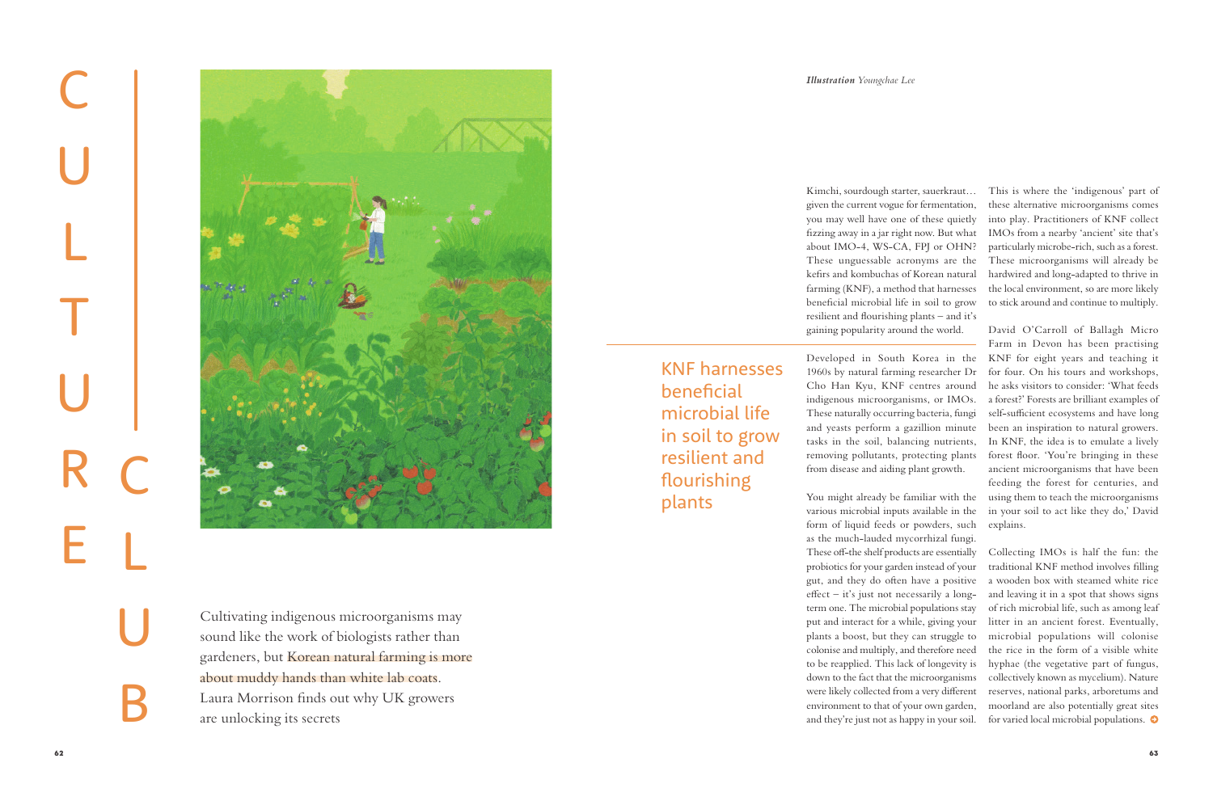# CULTURE CLUB

Cultivating indigenous microorganisms may sound like the work of biologists rather than gardeners, but Korean natural farming is more about muddy hands than white lab coats. Laura Morrison finds out why UK growers are unlocking its secrets

***Illustration** Youngchae Lee*

Kimchi, sourdough starter, sauerkraut… given the current vogue for fermentation, you may well have one of these quietly fizzing away in a jar right now. But what about IMO-4, WS-CA, FPJ or OHN? These unguessable acronyms are the kefirs and kombuchas of Korean natural farming (KNF), a method that harnesses beneficial microbial life in soil to grow resilient and flourishing plants – and it's gaining popularity around the world.

> KNF harnesses beneficial microbial life in soil to grow resilient and flourishing plants

Developed in South Korea in the 1960s by natural farming researcher Dr Cho Han Kyu, KNF centres around indigenous microorganisms, or IMOs. These naturally occurring bacteria, fungi and yeasts perform a gazillion minute tasks in the soil, balancing nutrients, removing pollutants, protecting plants from disease and aiding plant growth.

You might already be familiar with the various microbial inputs available in the form of liquid feeds or powders, such as the much-lauded mycorrhizal fungi. These off-the shelf products are essentially probiotics for your garden instead of your gut, and they do often have a positive effect – it's just not necessarily a long-term one. The microbial populations stay put and interact for a while, giving your plants a boost, but they can struggle to colonise and multiply, and therefore need to be reapplied. This lack of longevity is down to the fact that the microorganisms were likely collected from a very different environment to that of your own garden, and they're just not as happy in your soil.

This is where the 'indigenous' part of these alternative microorganisms comes into play. Practitioners of KNF collect IMOs from a nearby 'ancient' site that's particularly microbe-rich, such as a forest. These microorganisms will already be hardwired and long-adapted to thrive in the local environment, so are more likely to stick around and continue to multiply.

David O'Carroll of Ballagh Micro Farm in Devon has been practising KNF for eight years and teaching it for four. On his tours and workshops, he asks visitors to consider: 'What feeds a forest?' Forests are brilliant examples of self-sufficient ecosystems and have long been an inspiration to natural growers. In KNF, the idea is to emulate a lively forest floor. 'You're bringing in these ancient microorganisms that have been feeding the forest for centuries, and using them to teach the microorganisms in your soil to act like they do,' David explains.

Collecting IMOs is half the fun: the traditional KNF method involves filling a wooden box with steamed white rice and leaving it in a spot that shows signs of rich microbial life, such as among leaf litter in an ancient forest. Eventually, microbial populations will colonise the rice in the form of a visible white hyphae (the vegetative part of fungus, collectively known as mycelium). Nature reserves, national parks, arboretums and moorland are also potentially great sites for varied local microbial populations.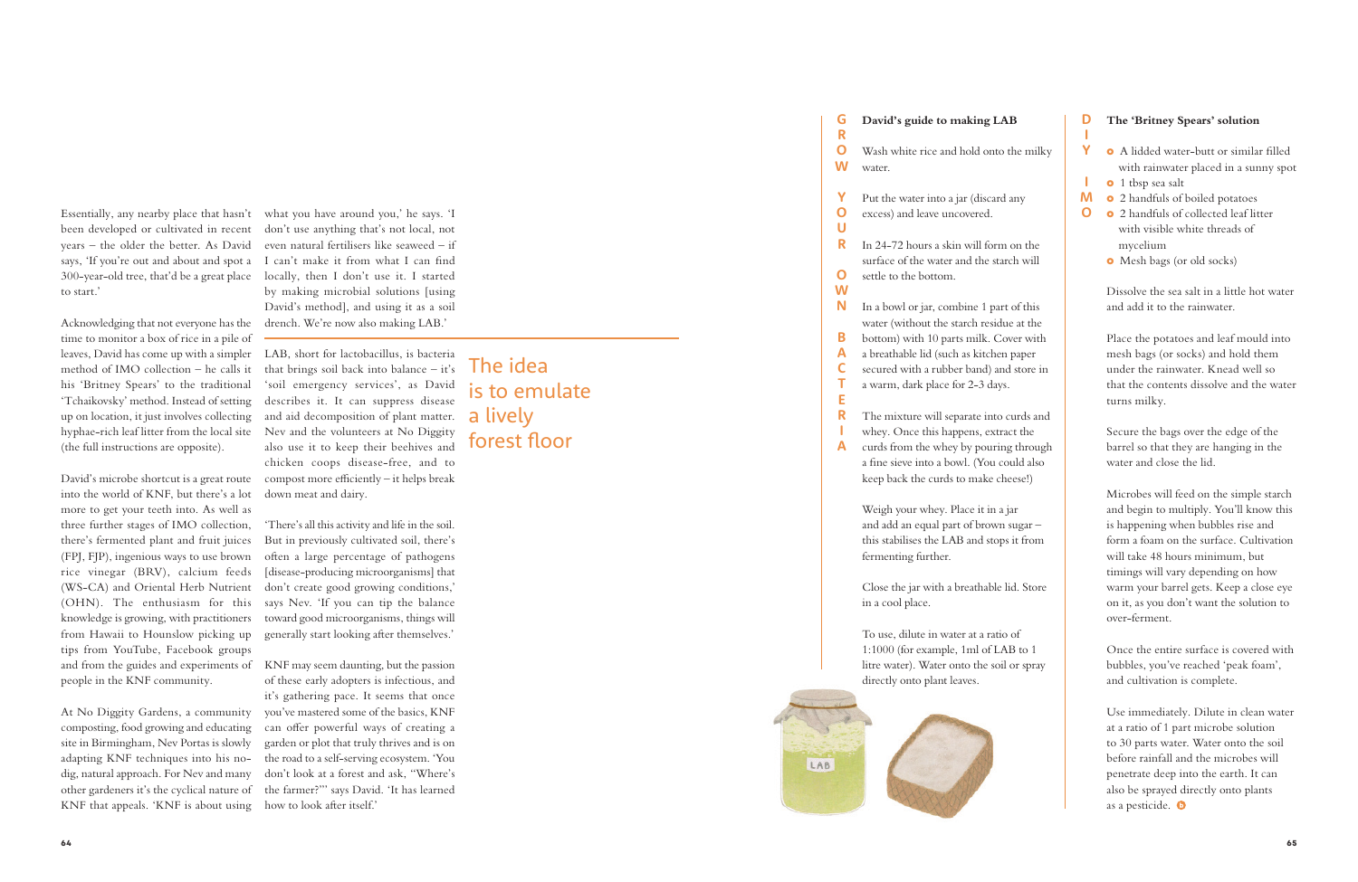Essentially, any nearby place that hasn't been developed or cultivated in recent years – the older the better. As David says, 'If you're out and about and spot a 300-year-old tree, that'd be a great place to start.'

Acknowledging that not everyone has the time to monitor a box of rice in a pile of leaves, David has come up with a simpler method of IMO collection – he calls it his 'Britney Spears' to the traditional 'Tchaikovsky' method. Instead of setting up on location, it just involves collecting hyphae-rich leaf litter from the local site (the full instructions are opposite).

David's microbe shortcut is a great route into the world of KNF, but there's a lot more to get your teeth into. As well as three further stages of IMO collection, there's fermented plant and fruit juices (FPJ, FJP), ingenious ways to use brown rice vinegar (BRV), calcium feeds (WS-CA) and Oriental Herb Nutrient (OHN). The enthusiasm for this knowledge is growing, with practitioners from Hawaii to Hounslow picking up tips from YouTube, Facebook groups and from the guides and experiments of people in the KNF community.

At No Diggity Gardens, a community composting, food growing and educating site in Birmingham, Nev Portas is slowly adapting KNF techniques into his no-dig, natural approach. For Nev and many other gardeners it's the cyclical nature of KNF that appeals. 'KNF is about using what you have around you,' he says. 'I don't use anything that's not local, not even natural fertilisers like seaweed – if I can't make it from what I can find locally, then I don't use it. I started by making microbial solutions [using David's method], and using it as a soil drench. We're now also making LAB.'

LAB, short for lactobacillus, is bacteria that brings soil back into balance – it's 'soil emergency services', as David describes it. It can suppress disease and aid decomposition of plant matter. Nev and the volunteers at No Diggity also use it to keep their beehives and chicken coops disease-free, and to compost more efficiently – it helps break down meat and dairy.

'There's all this activity and life in the soil. But in previously cultivated soil, there's often a large percentage of pathogens [disease-producing microorganisms] that don't create good growing conditions,' says Nev. 'If you can tip the balance toward good microorganisms, things will generally start looking after themselves.'

KNF may seem daunting, but the passion of these early adopters is infectious, and it's gathering pace. It seems that once you've mastered some of the basics, KNF can offer powerful ways of creating a garden or plot that truly thrives and is on the road to a self-serving ecosystem. 'You don't look at a forest and ask, "Where's the farmer?"' says David. 'It has learned how to look after itself.'

> The idea is to emulate a lively forest floor

## GROW YOUR OWN BACTERIA

### David's guide to making LAB

Wash white rice and hold onto the milky water.

Put the water into a jar (discard any excess) and leave uncovered.

In 24-72 hours a skin will form on the surface of the water and the starch will settle to the bottom.

In a bowl or jar, combine 1 part of this water (without the starch residue at the bottom) with 10 parts milk. Cover with a breathable lid (such as kitchen paper secured with a rubber band) and store in a warm, dark place for 2-3 days.

The mixture will separate into curds and whey. Once this happens, extract the curds from the whey by pouring through a fine sieve into a bowl. (You could also keep back the curds to make cheese!)

Weigh your whey. Place it in a jar and add an equal part of brown sugar – this stabilises the LAB and stops it from fermenting further.

Close the jar with a breathable lid. Store in a cool place.

To use, dilute in water at a ratio of 1:1000 (for example, 1ml of LAB to 1 litre water). Water onto the soil or spray directly onto plant leaves.

LAB

## DIY IMO

### The 'Britney Spears' solution

- A lidded water-butt or similar filled with rainwater placed in a sunny spot
- 1 tbsp sea salt
- 2 handfuls of boiled potatoes
- 2 handfuls of collected leaf litter with visible white threads of mycelium
- Mesh bags (or old socks)

Dissolve the sea salt in a little hot water and add it to the rainwater.

Place the potatoes and leaf mould into mesh bags (or socks) and hold them under the rainwater. Knead well so that the contents dissolve and the water turns milky.

Secure the bags over the edge of the barrel so that they are hanging in the water and close the lid.

Microbes will feed on the simple starch and begin to multiply. You'll know this is happening when bubbles rise and form a foam on the surface. Cultivation will take 48 hours minimum, but timings will vary depending on how warm your barrel gets. Keep a close eye on it, as you don't want the solution to over-ferment.

Once the entire surface is covered with bubbles, you've reached 'peak foam', and cultivation is complete.

Use immediately. Dilute in clean water at a ratio of 1 part microbe solution to 30 parts water. Water onto the soil before rainfall and the microbes will penetrate deep into the earth. It can also be sprayed directly onto plants as a pesticide.